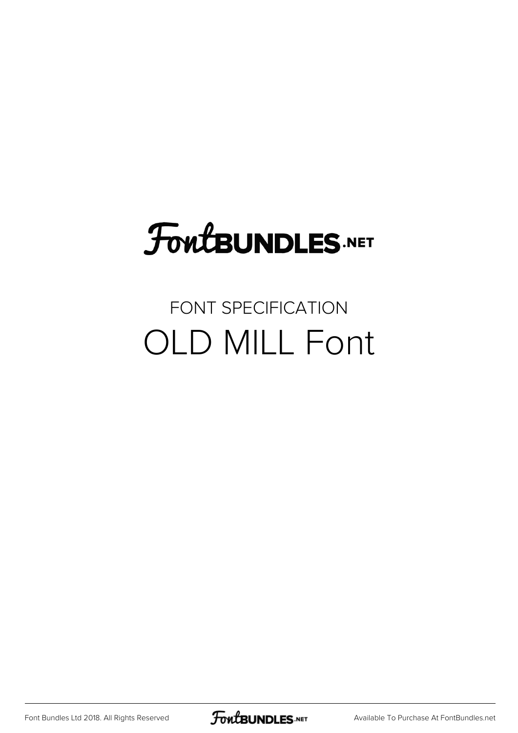FontBUNDLES.NET

FONT SPECIFICATION

# OLD MILL Font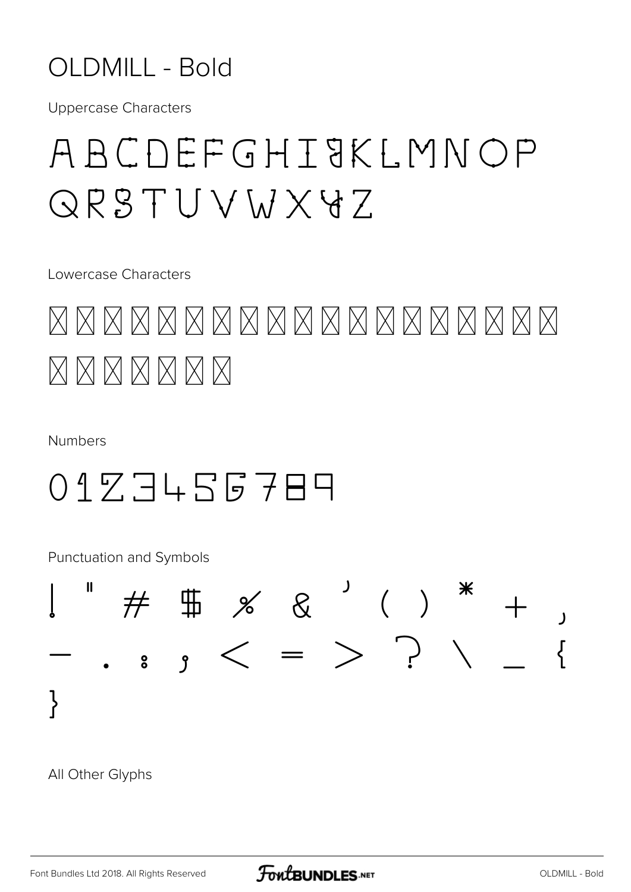# OLDMILL - Bold

Uppercase Characters

A B C D E F G H I J K L M N O P Q R S T U V W X Y Z

Lowercase Characters

☒ ☒ ☒ ☒ ☒ ☒ ☒ ☒ ☒ ☒ ☒ ☒ ☒ ☒ ☒ ☒ ☒ ☒ ☒ ☒ ☒ ☒ ☒ ☒ ☒ ☒

Numbers

0 1 2 3 4 5 6 7 8 9

Punctuation and Symbols

! " # $ % & ' ( ) * + , - . : ; < = > ? \ _ { }

All Other Glyphs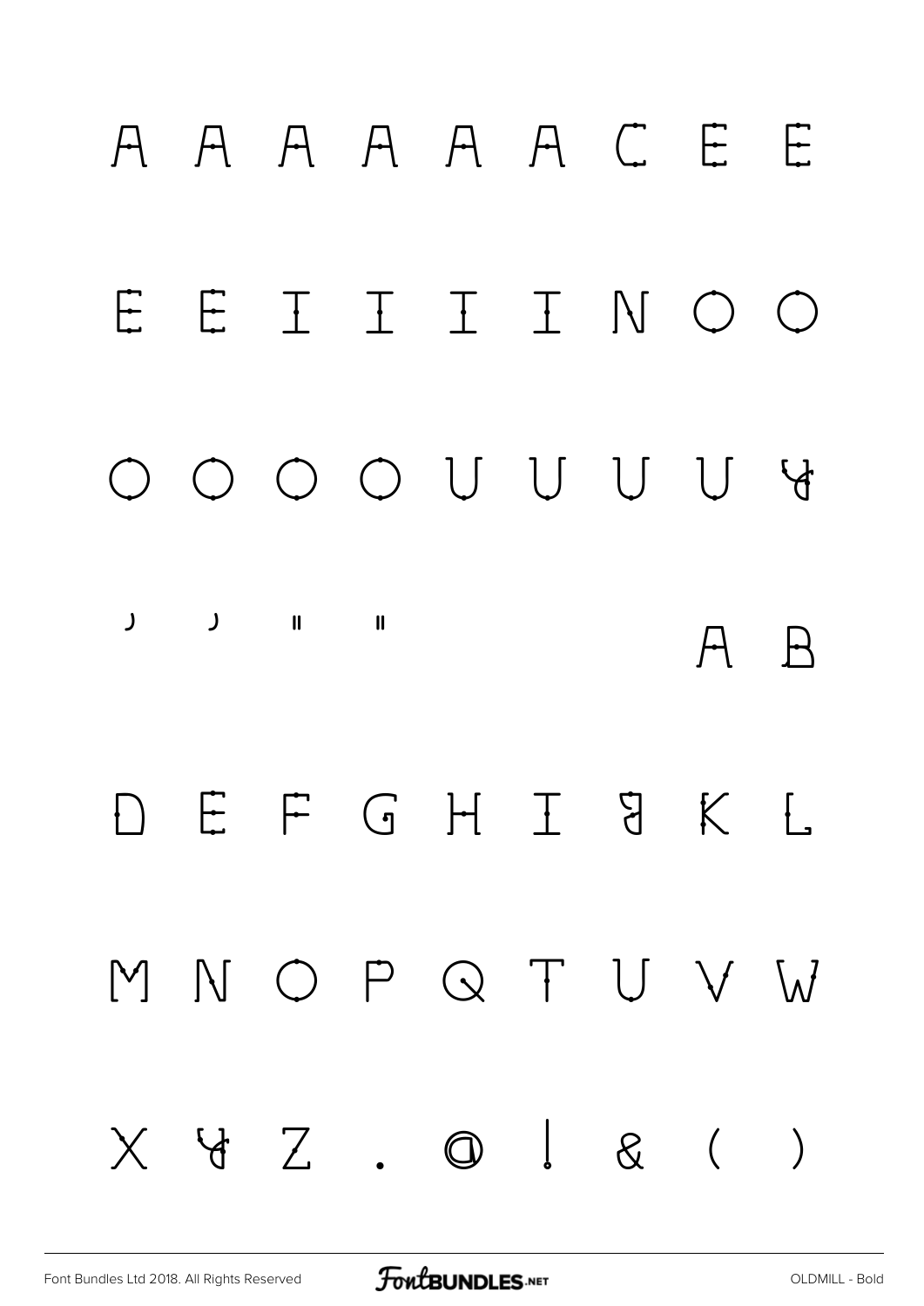A A A A A A C E E

E E I I I I N O O

O O O O U U U U Y

' ' " "                    A B

D E F G H I J K L

M N O P Q T U V W

X Y Z . @ | & ( )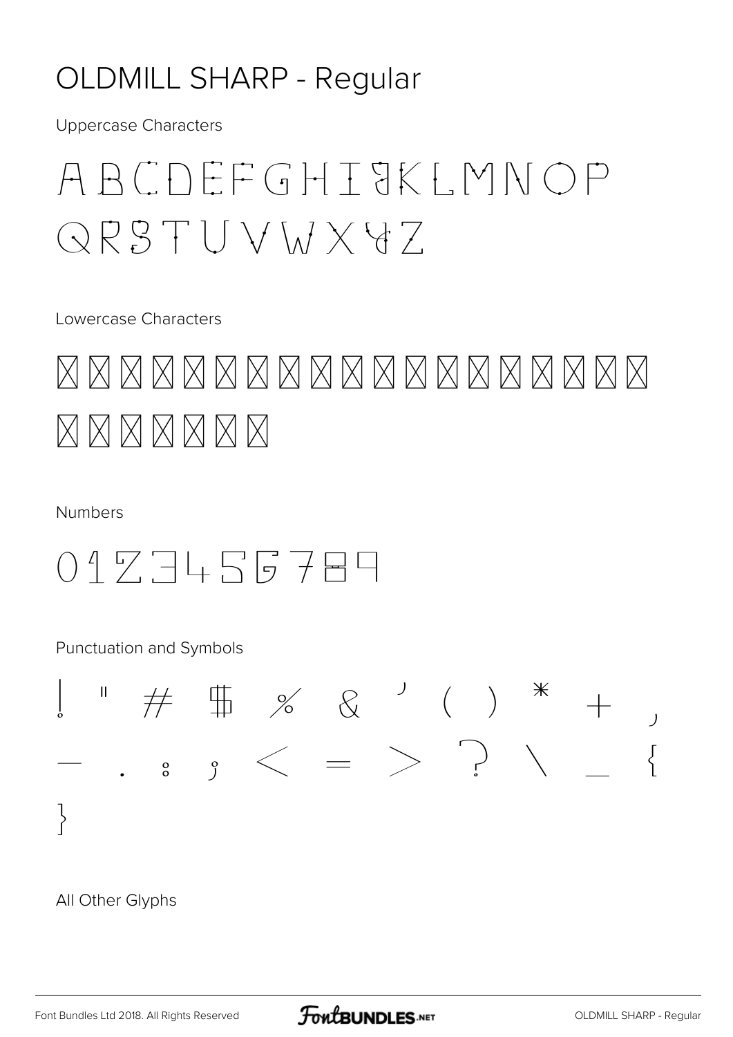# OLDMILL SHARP - Regular

Uppercase Characters

A B C D E F G H I J K L M N O P
Q R S T U V W X Y Z

Lowercase Characters

☒ ☒ ☒ ☒ ☒ ☒ ☒ ☒ ☒ ☒ ☒ ☒ ☒ ☒ ☒ ☒ ☒ ☒ ☒
☒ ☒ ☒ ☒ ☒ ☒ ☒

Numbers

0 1 2 3 4 5 6 7 8 9

Punctuation and Symbols

! " # $ % & ' ( ) * + ,
- . : ; < = > ? \ _ {
}

All Other Glyphs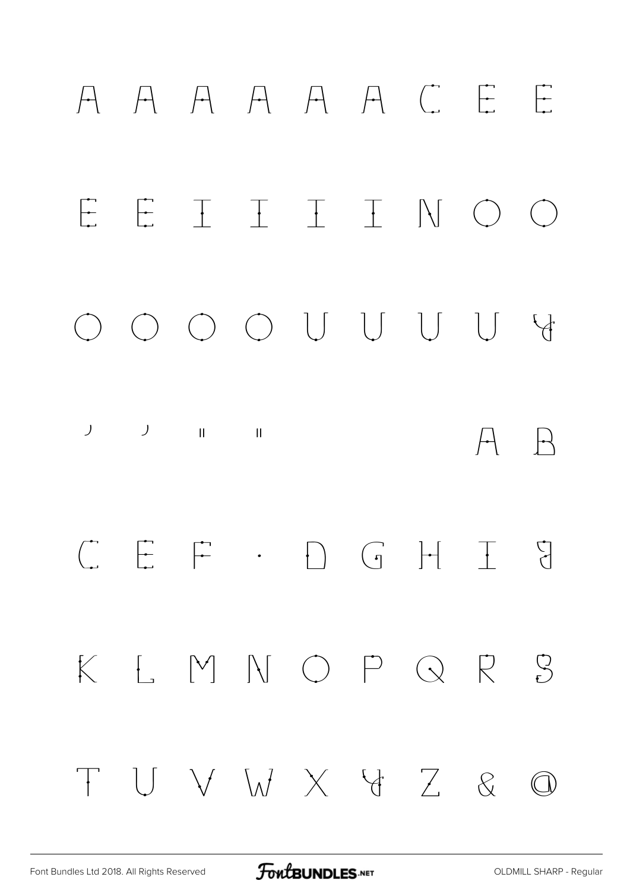A A A A A A C E E

E E I I I I N O O

O O O O U U U U Y

' ' " " A B

C E F · D G H I J

K L M N O P Q R S

T U V W X Y Z & @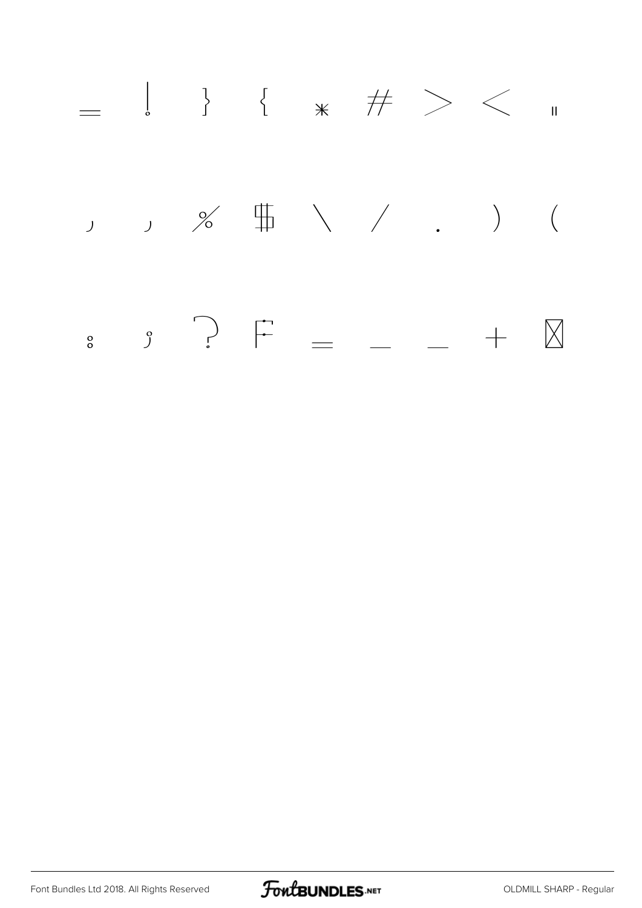= ! } { * # > < "

, , % $ \ / . ) (

: ; ? F = _ _ + ⊠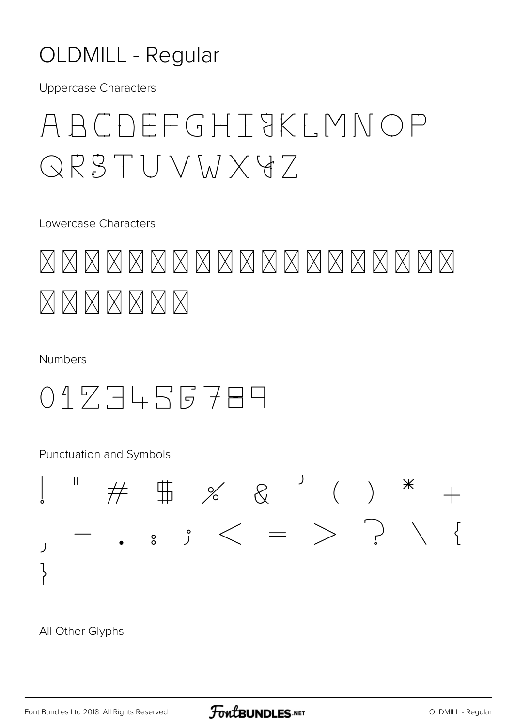# OLDMILL - Regular

Uppercase Characters

A B C D E F G H I J K L M N O P
Q R S T U V W X Y Z

Lowercase Characters

☒ ☒ ☒ ☒ ☒ ☒ ☒ ☒ ☒ ☒ ☒ ☒ ☒ ☒ ☒ ☒ ☒ ☒ ☒
☒ ☒ ☒ ☒ ☒ ☒ ☒

Numbers

0 1 2 3 4 5 6 7 8 9

Punctuation and Symbols

! " # $ % & ' ( ) * +
, - . : ; < = > ? \ {
}

All Other Glyphs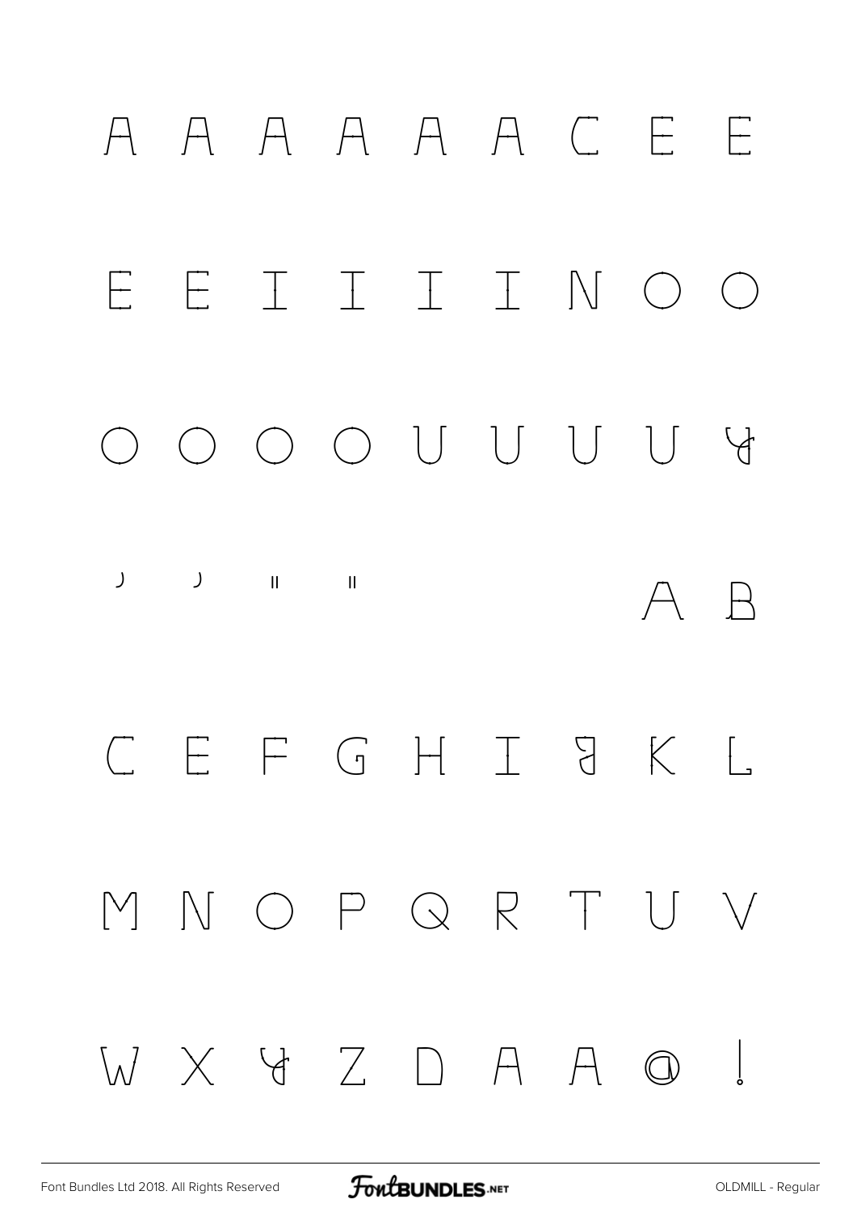A A A A A A C E E

E E I I I I N O O

O O O O U U U U Y

' ' " " A B

C E F G H I J K L

M N O P Q R T U V

W X Y Z D A A @ !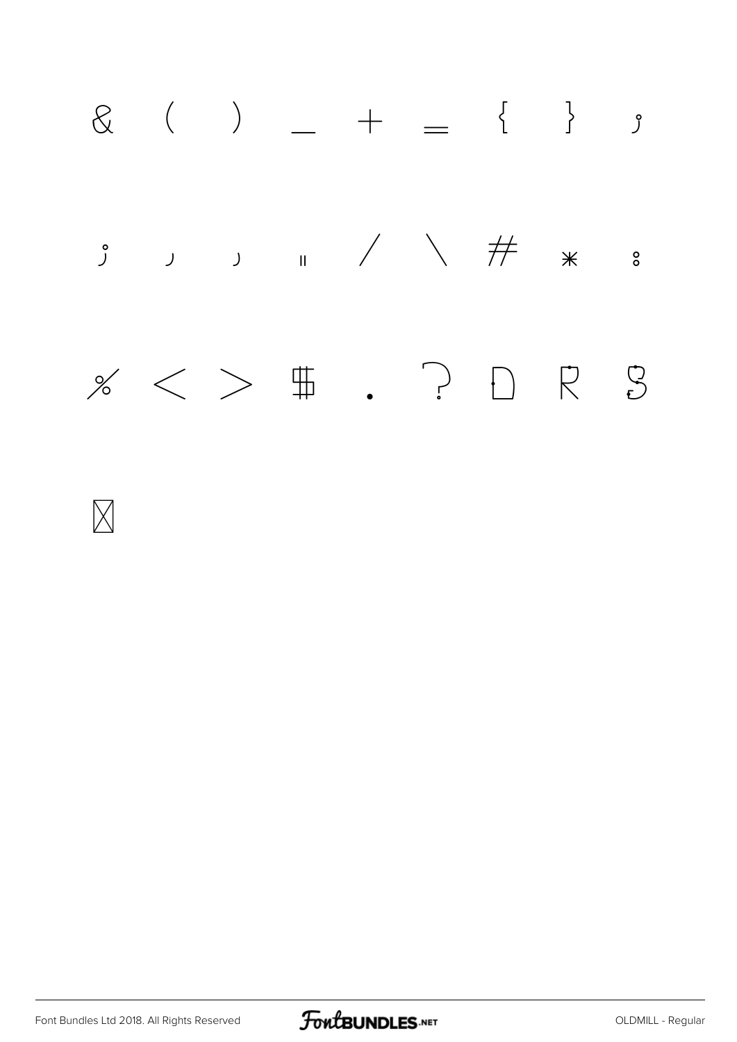& ( ) _ + = { } ;

; , , " / \ # * :

% < > $ . ? D R S

☒